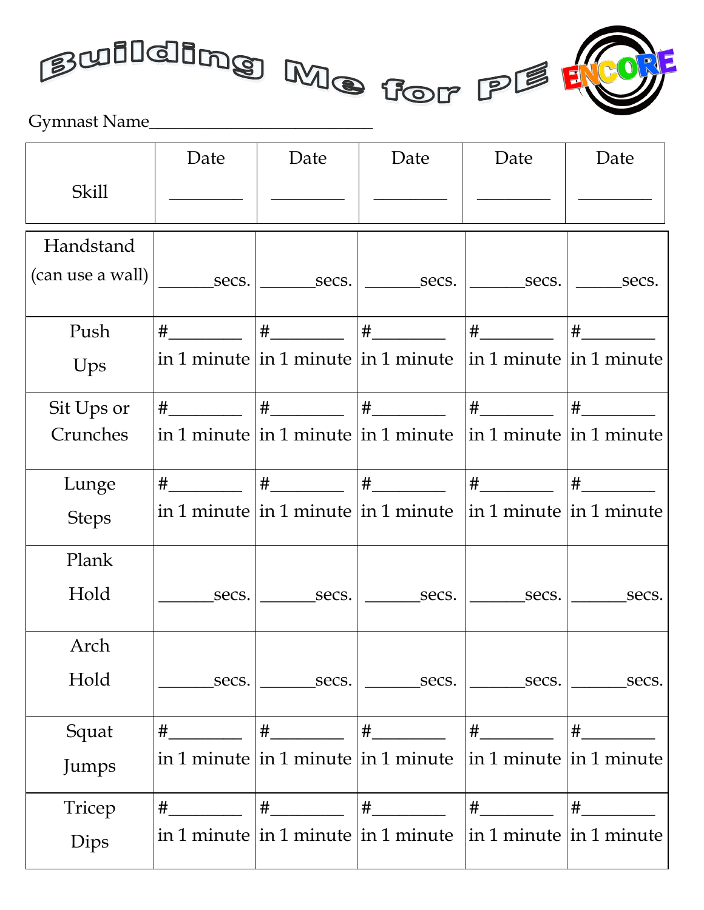# Building Me for PE

ENCORE

Gymnast Name___________________________

| Skill | Date ________ | Date ________ | Date ________ | Date ________ | Date ________ |
|---|---|---|---|---|---|
| Handstand (can use a wall) | ______secs. | ______secs. | ______secs. | ______secs. | _____secs. |
| Push Ups | #________ in 1 minute | #________ in 1 minute | #________ in 1 minute | #________ in 1 minute | #________ in 1 minute |
| Sit Ups or Crunches | #________ in 1 minute | #________ in 1 minute | #________ in 1 minute | #________ in 1 minute | #________ in 1 minute |
| Lunge Steps | #________ in 1 minute | #________ in 1 minute | #________ in 1 minute | #________ in 1 minute | #________ in 1 minute |
| Plank Hold | ______secs. | ______secs. | ______secs. | ______secs. | ______secs. |
| Arch Hold | ______secs. | ______secs. | ______secs. | ______secs. | ______secs. |
| Squat Jumps | #________ in 1 minute | #________ in 1 minute | #________ in 1 minute | #________ in 1 minute | #________ in 1 minute |
| Tricep Dips | #________ in 1 minute | #________ in 1 minute | #________ in 1 minute | #________ in 1 minute | #________ in 1 minute |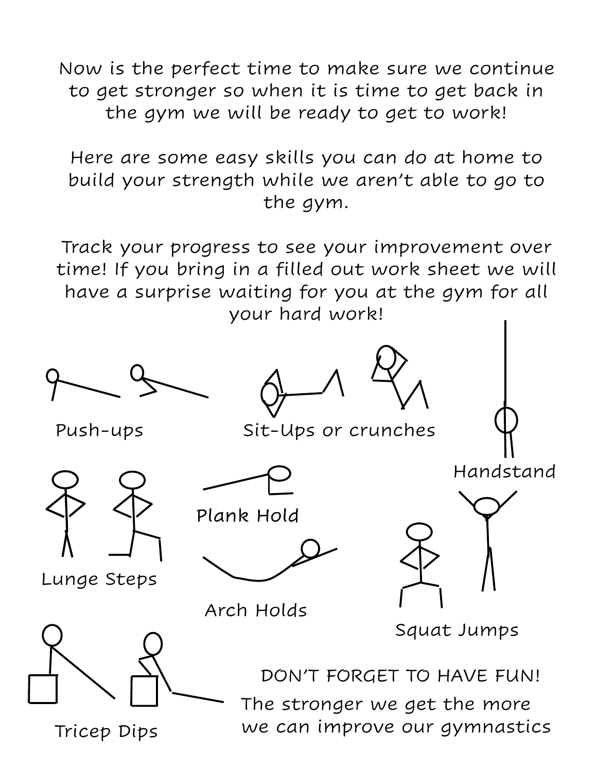Now is the perfect time to make sure we continue to get stronger so when it is time to get back in the gym we will be ready to get to work!

Here are some easy skills you can do at home to build your strength while we aren't able to go to the gym.

Track your progress to see your improvement over time! If you bring in a filled out work sheet we will have a surprise waiting for you at the gym for all your hard work!

Push-ups

Sit-Ups or crunches

Handstand

Lunge Steps

Plank Hold

Arch Holds

Squat Jumps

Tricep Dips

DON'T FORGET TO HAVE FUN!

The stronger we get the more we can improve our gymnastics